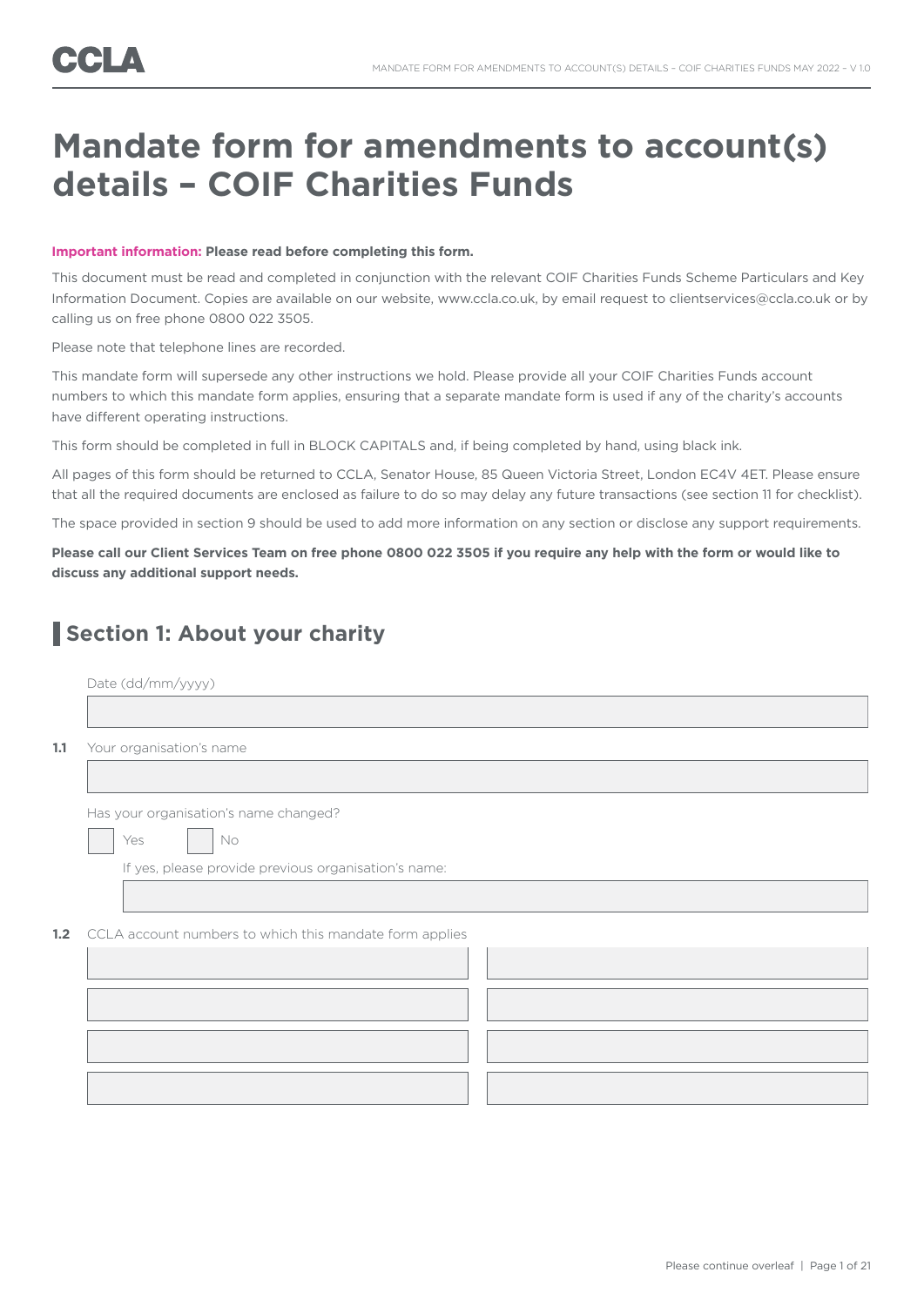CCLA

# Mandate form for amendments to account(s) details – COIF Charities Funds

**Important information: Please read before completing this form.**

This document must be read and completed in conjunction with the relevant COIF Charities Funds Scheme Particulars and Key Information Document. Copies are available on our website, www.ccla.co.uk, by email request to clientservices@ccla.co.uk or by calling us on free phone 0800 022 3505.

Please note that telephone lines are recorded.

This mandate form will supersede any other instructions we hold. Please provide all your COIF Charities Funds account numbers to which this mandate form applies, ensuring that a separate mandate form is used if any of the charity's accounts have different operating instructions.

This form should be completed in full in BLOCK CAPITALS and, if being completed by hand, using black ink.

All pages of this form should be returned to CCLA, Senator House, 85 Queen Victoria Street, London EC4V 4ET. Please ensure that all the required documents are enclosed as failure to do so may delay any future transactions (see section 11 for checklist).

The space provided in section 9 should be used to add more information on any section or disclose any support requirements.

**Please call our Client Services Team on free phone 0800 022 3505 if you require any help with the form or would like to discuss any additional support needs.**

## Section 1: About your charity

Date (dd/mm/yyyy)

**1.1** Your organisation's name

Has your organisation's name changed?

☐ Yes ☐ No

If yes, please provide previous organisation's name:

**1.2** CCLA account numbers to which this mandate form applies

| | |
|---|---|
| | |
| | |
| | |
| | |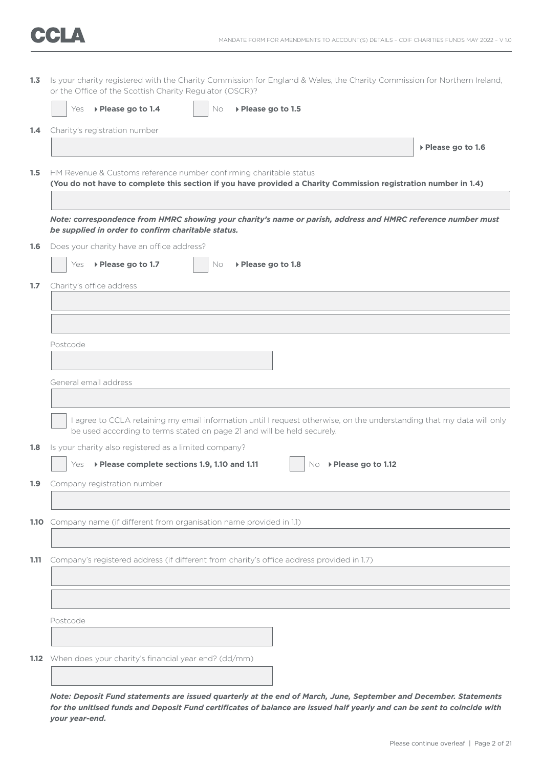**1.3** Is your charity registered with the Charity Commission for England & Wales, the Charity Commission for Northern Ireland, or the Office of the Scottish Charity Regulator (OSCR)?

☐ Yes ▸ **Please go to 1.4** ☐ No ▸ **Please go to 1.5**

**1.4** Charity's registration number

▸ **Please go to 1.6**

**1.5** HM Revenue & Customs reference number confirming charitable status
**(You do not have to complete this section if you have provided a Charity Commission registration number in 1.4)**

***Note: correspondence from HMRC showing your charity's name or parish, address and HMRC reference number must be supplied in order to confirm charitable status.***

**1.6** Does your charity have an office address?

☐ Yes ▸ **Please go to 1.7** ☐ No ▸ **Please go to 1.8**

**1.7** Charity's office address

Postcode

General email address

☐ I agree to CCLA retaining my email information until I request otherwise, on the understanding that my data will only be used according to terms stated on page 21 and will be held securely.

**1.8** Is your charity also registered as a limited company?

☐ Yes ▸ **Please complete sections 1.9, 1.10 and 1.11** ☐ No ▸ **Please go to 1.12**

**1.9** Company registration number

**1.10** Company name (if different from organisation name provided in 1.1)

**1.11** Company's registered address (if different from charity's office address provided in 1.7)

Postcode

**1.12** When does your charity's financial year end? (dd/mm)

***Note: Deposit Fund statements are issued quarterly at the end of March, June, September and December. Statements for the unitised funds and Deposit Fund certificates of balance are issued half yearly and can be sent to coincide with your year-end.***

Please continue overleaf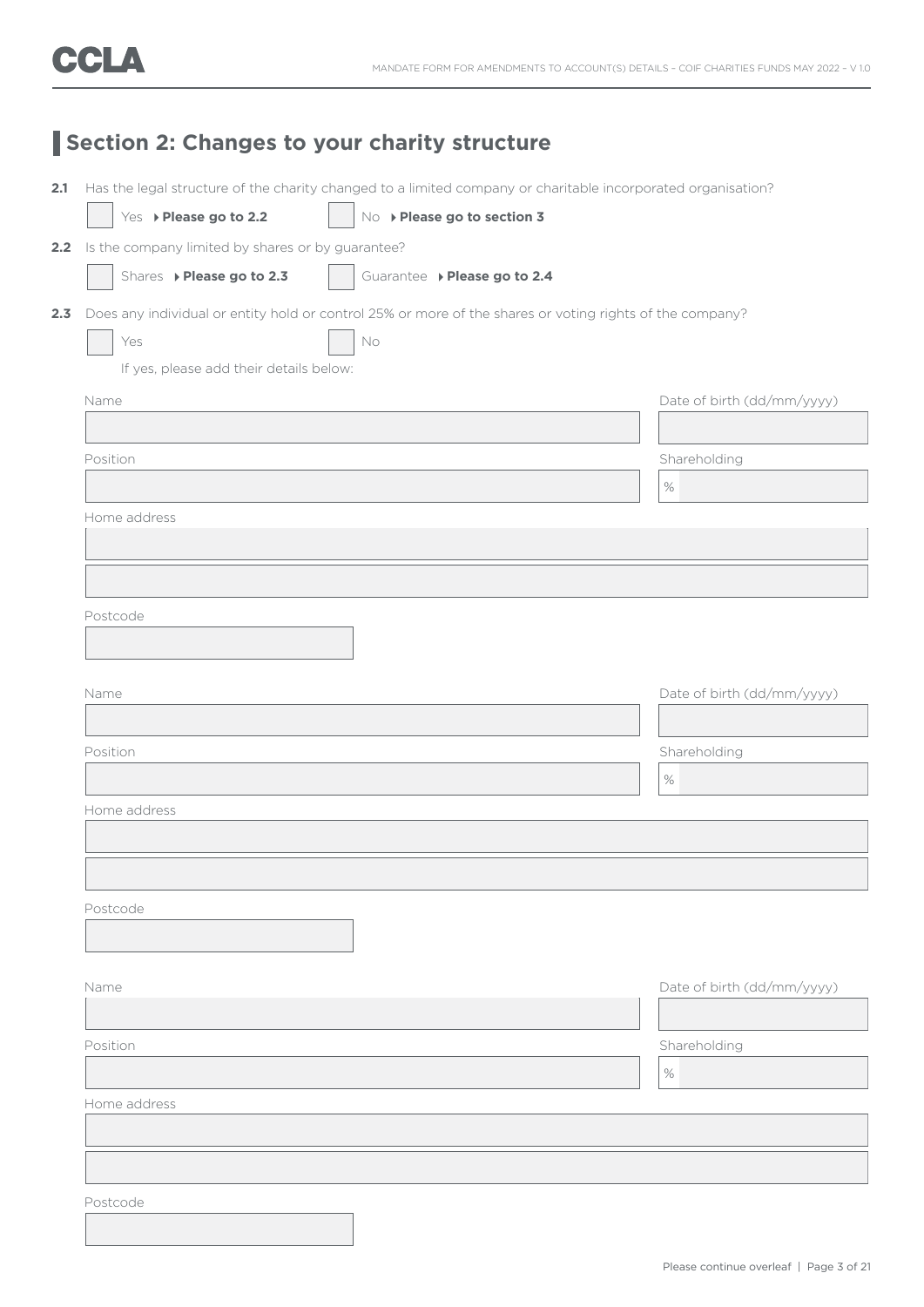## Section 2: Changes to your charity structure

**2.1** Has the legal structure of the charity changed to a limited company or charitable incorporated organisation?

☐ Yes ▸ **Please go to 2.2** ☐ No ▸ **Please go to section 3**

**2.2** Is the company limited by shares or by guarantee?

☐ Shares ▸ **Please go to 2.3** ☐ Guarantee ▸ **Please go to 2.4**

**2.3** Does any individual or entity hold or control 25% or more of the shares or voting rights of the company?

☐ Yes ☐ No

If yes, please add their details below:

Name

Date of birth (dd/mm/yyyy)

Position

Shareholding

%

Home address

Postcode

Name

Date of birth (dd/mm/yyyy)

Position

Shareholding

%

Home address

Postcode

Name

Date of birth (dd/mm/yyyy)

Position

Shareholding

%

Home address

Postcode

Please continue overleaf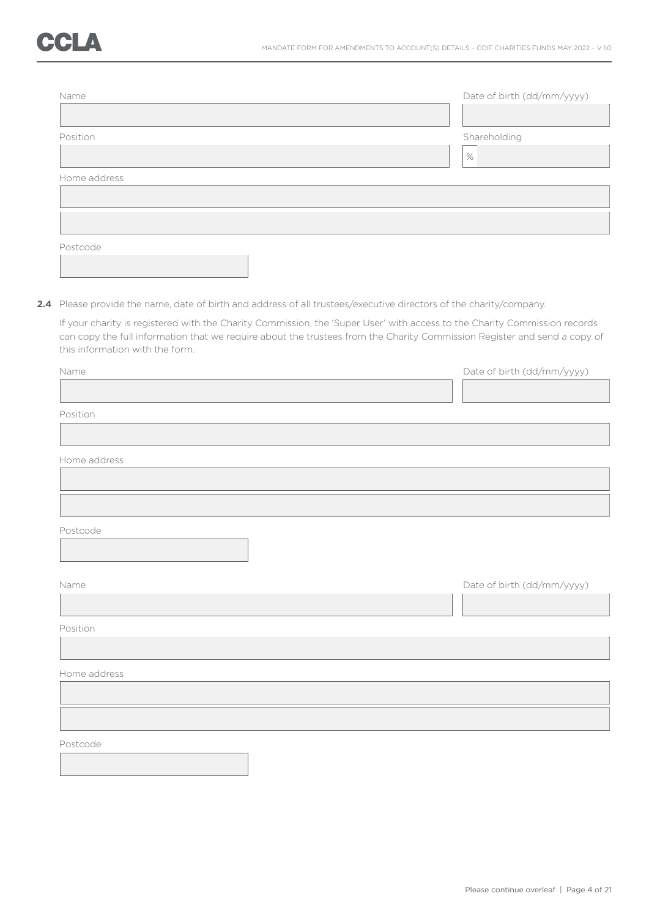Name

Date of birth (dd/mm/yyyy)

Position

Shareholding

%

Home address

Postcode

**2.4** Please provide the name, date of birth and address of all trustees/executive directors of the charity/company.

If your charity is registered with the Charity Commission, the 'Super User' with access to the Charity Commission records can copy the full information that we require about the trustees from the Charity Commission Register and send a copy of this information with the form.

Name

Date of birth (dd/mm/yyyy)

Position

Home address

Postcode

Name

Date of birth (dd/mm/yyyy)

Position

Home address

Postcode

Please continue overleaf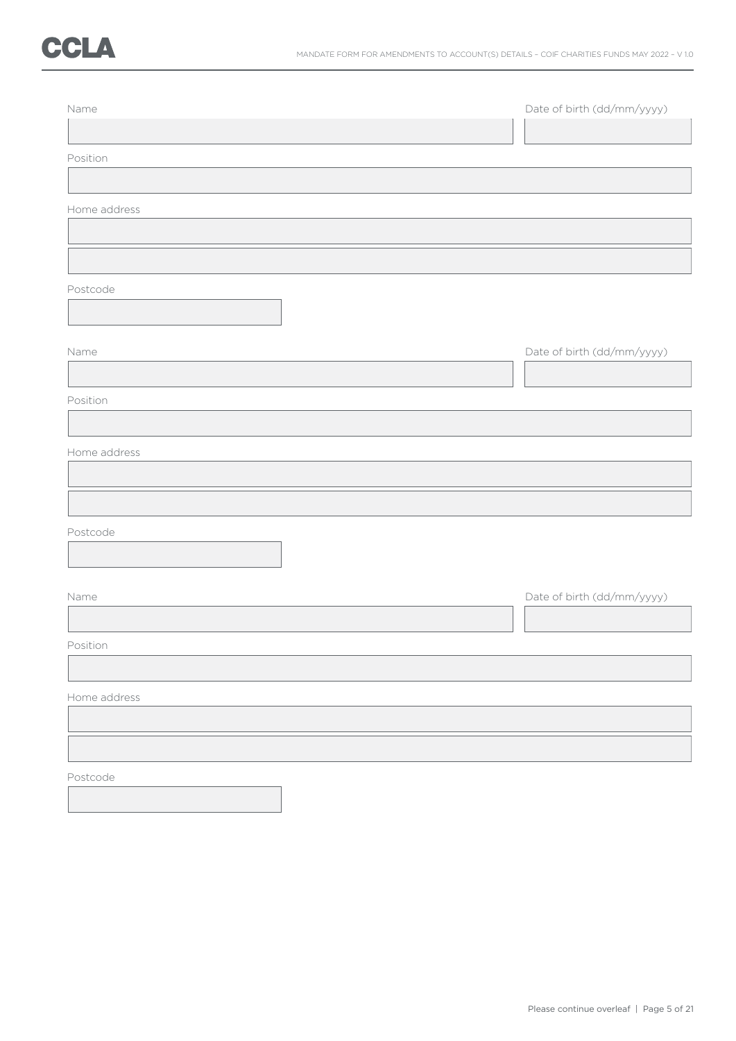Name

Date of birth (dd/mm/yyyy)

Position

Home address

Postcode

Name

Date of birth (dd/mm/yyyy)

Position

Home address

Postcode

Name

Date of birth (dd/mm/yyyy)

Position

Home address

Postcode

Please continue overleaf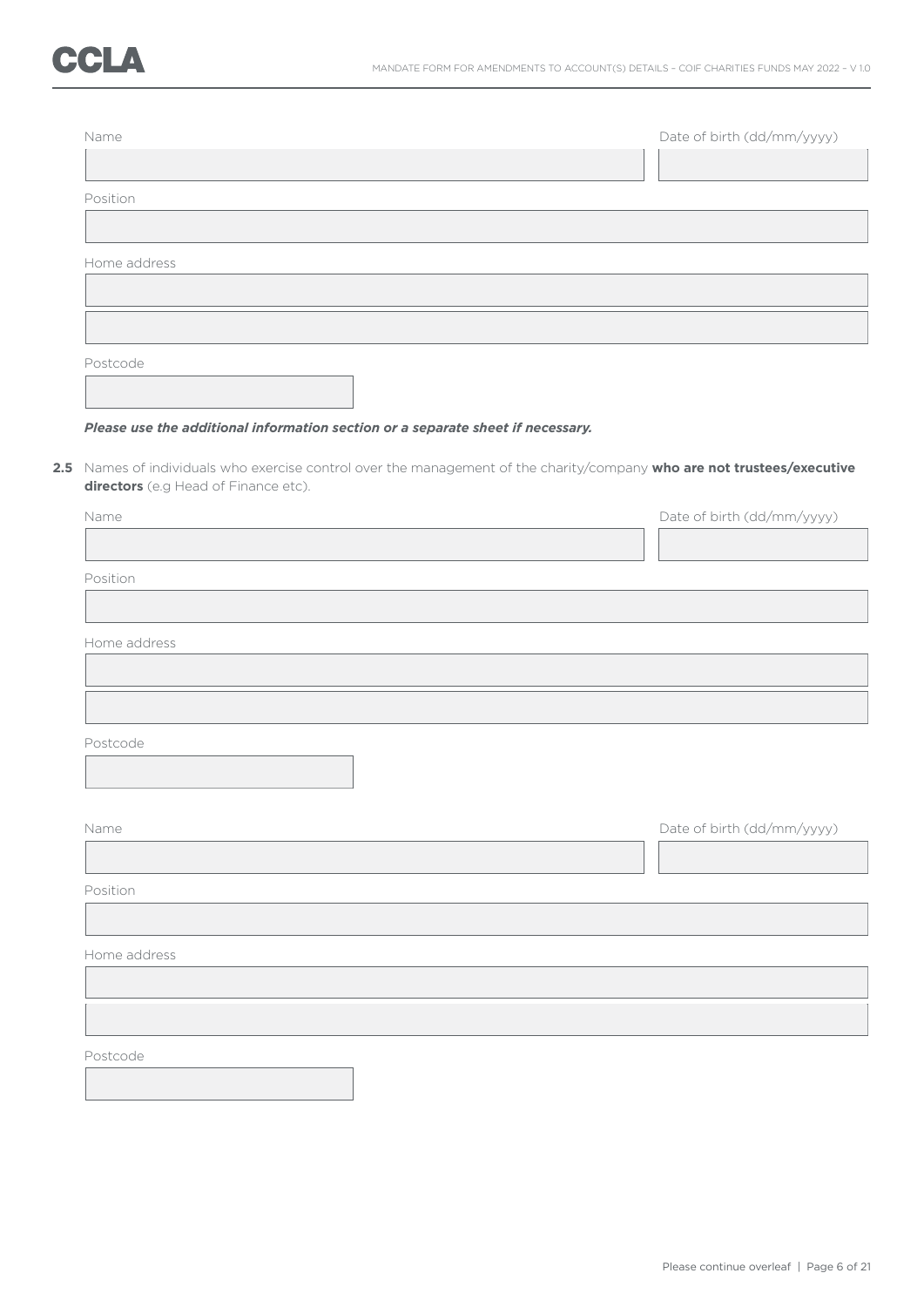Name

Date of birth (dd/mm/yyyy)

Position

Home address

Postcode

***Please use the additional information section or a separate sheet if necessary.***

**2.5** Names of individuals who exercise control over the management of the charity/company **who are not trustees/executive directors** (e.g Head of Finance etc).

Name

Date of birth (dd/mm/yyyy)

Position

Home address

Postcode

Name

Date of birth (dd/mm/yyyy)

Position

Home address

Postcode

Please continue overleaf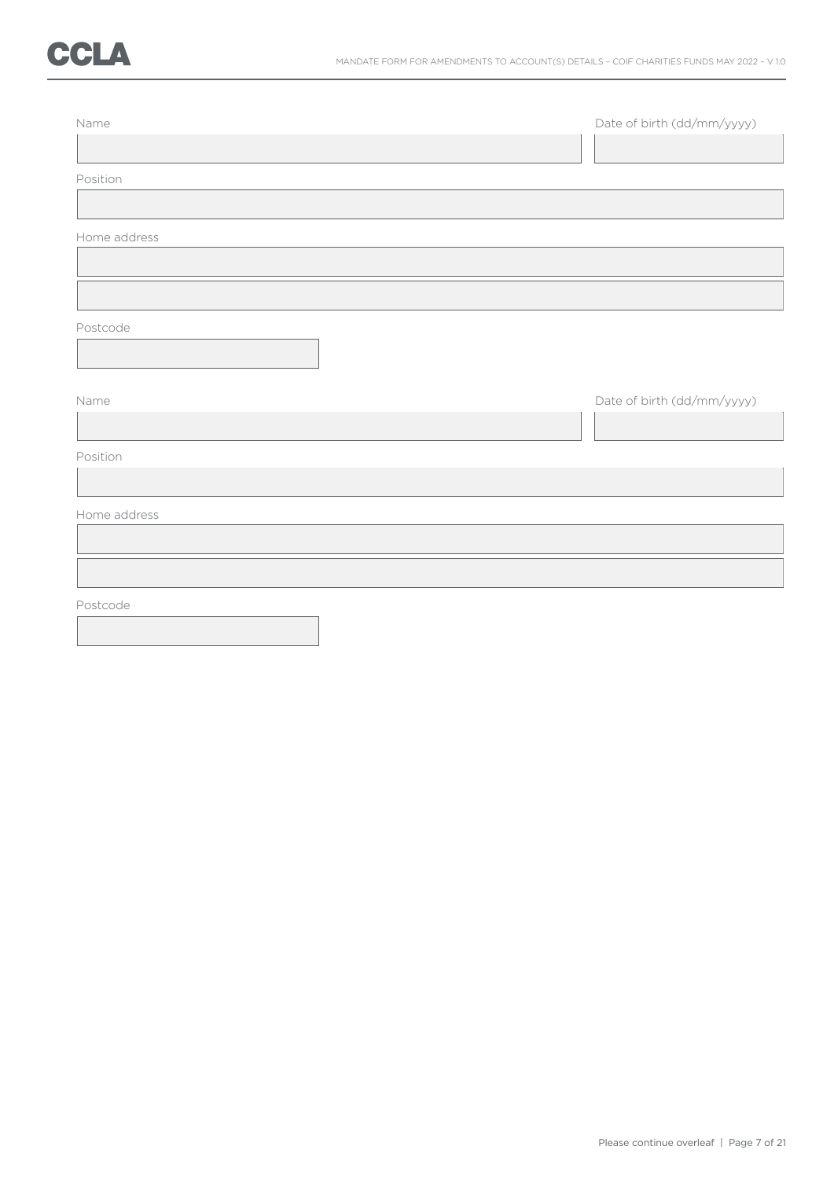Name

Date of birth (dd/mm/yyyy)

Position

Home address

Postcode

Name

Date of birth (dd/mm/yyyy)

Position

Home address

Postcode

Please continue overleaf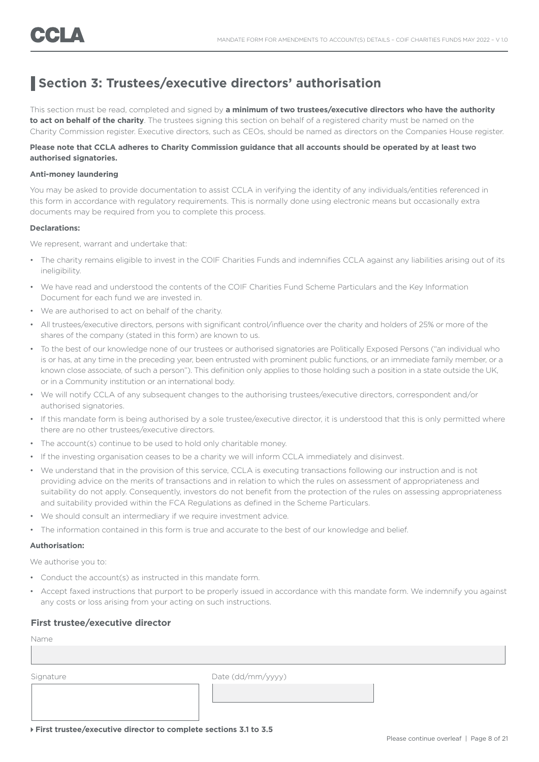# Section 3: Trustees/executive directors' authorisation

This section must be read, completed and signed by **a minimum of two trustees/executive directors who have the authority to act on behalf of the charity**. The trustees signing this section on behalf of a registered charity must be named on the Charity Commission register. Executive directors, such as CEOs, should be named as directors on the Companies House register.

**Please note that CCLA adheres to Charity Commission guidance that all accounts should be operated by at least two authorised signatories.**

**Anti-money laundering**

You may be asked to provide documentation to assist CCLA in verifying the identity of any individuals/entities referenced in this form in accordance with regulatory requirements. This is normally done using electronic means but occasionally extra documents may be required from you to complete this process.

**Declarations:**

We represent, warrant and undertake that:

- The charity remains eligible to invest in the COIF Charities Funds and indemnifies CCLA against any liabilities arising out of its ineligibility.
- We have read and understood the contents of the COIF Charities Fund Scheme Particulars and the Key Information Document for each fund we are invested in.
- We are authorised to act on behalf of the charity.
- All trustees/executive directors, persons with significant control/influence over the charity and holders of 25% or more of the shares of the company (stated in this form) are known to us.
- To the best of our knowledge none of our trustees or authorised signatories are Politically Exposed Persons ("an individual who is or has, at any time in the preceding year, been entrusted with prominent public functions, or an immediate family member, or a known close associate, of such a person"). This definition only applies to those holding such a position in a state outside the UK, or in a Community institution or an international body.
- We will notify CCLA of any subsequent changes to the authorising trustees/executive directors, correspondent and/or authorised signatories.
- If this mandate form is being authorised by a sole trustee/executive director, it is understood that this is only permitted where there are no other trustees/executive directors.
- The account(s) continue to be used to hold only charitable money.
- If the investing organisation ceases to be a charity we will inform CCLA immediately and disinvest.
- We understand that in the provision of this service, CCLA is executing transactions following our instruction and is not providing advice on the merits of transactions and in relation to which the rules on assessment of appropriateness and suitability do not apply. Consequently, investors do not benefit from the protection of the rules on assessing appropriateness and suitability provided within the FCA Regulations as defined in the Scheme Particulars.
- We should consult an intermediary if we require investment advice.
- The information contained in this form is true and accurate to the best of our knowledge and belief.

**Authorisation:**

We authorise you to:

- Conduct the account(s) as instructed in this mandate form.
- Accept faxed instructions that purport to be properly issued in accordance with this mandate form. We indemnify you against any costs or loss arising from your acting on such instructions.

### First trustee/executive director

Name

Signature

Date (dd/mm/yyyy)

**First trustee/executive director to complete sections 3.1 to 3.5**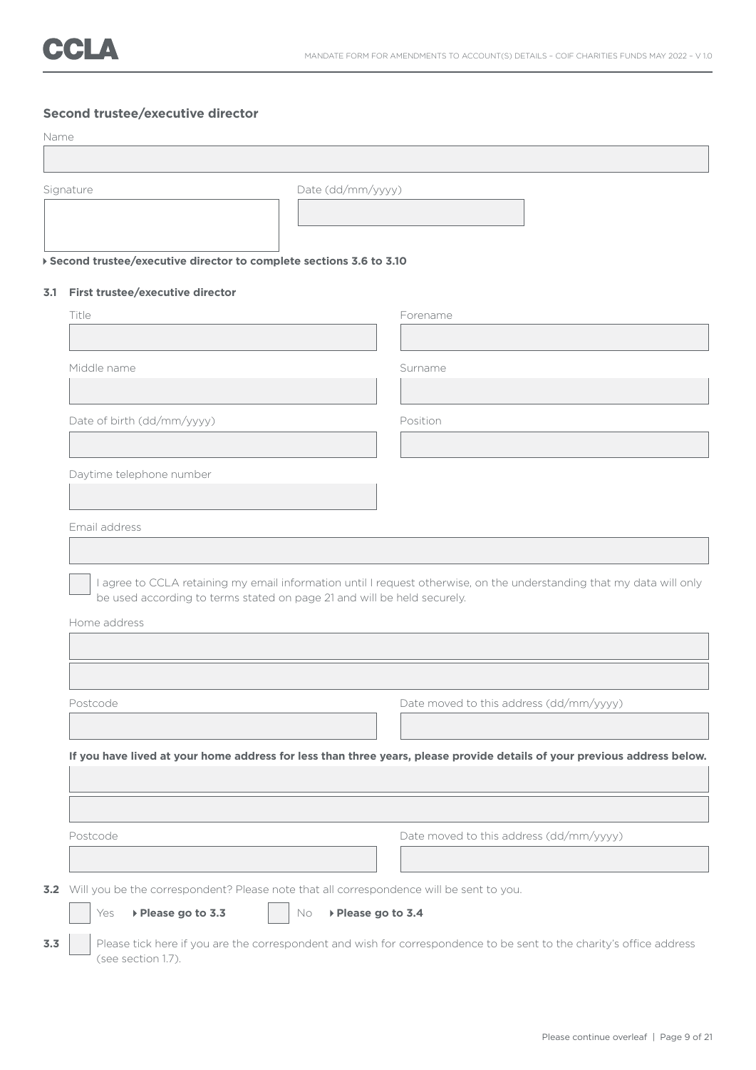### Second trustee/executive director

Name

Signature

Date (dd/mm/yyyy)

▸ **Second trustee/executive director to complete sections 3.6 to 3.10**

**3.1 First trustee/executive director**

Title

Forename

Middle name

Surname

Date of birth (dd/mm/yyyy)

Position

Daytime telephone number

Email address

☐ I agree to CCLA retaining my email information until I request otherwise, on the understanding that my data will only be used according to terms stated on page 21 and will be held securely.

Home address

Postcode

Date moved to this address (dd/mm/yyyy)

**If you have lived at your home address for less than three years, please provide details of your previous address below.**

Postcode

Date moved to this address (dd/mm/yyyy)

**3.2** Will you be the correspondent? Please note that all correspondence will be sent to you.

☐ Yes ▸ **Please go to 3.3** ☐ No ▸ **Please go to 3.4**

**3.3** ☐ Please tick here if you are the correspondent and wish for correspondence to be sent to the charity's office address (see section 1.7).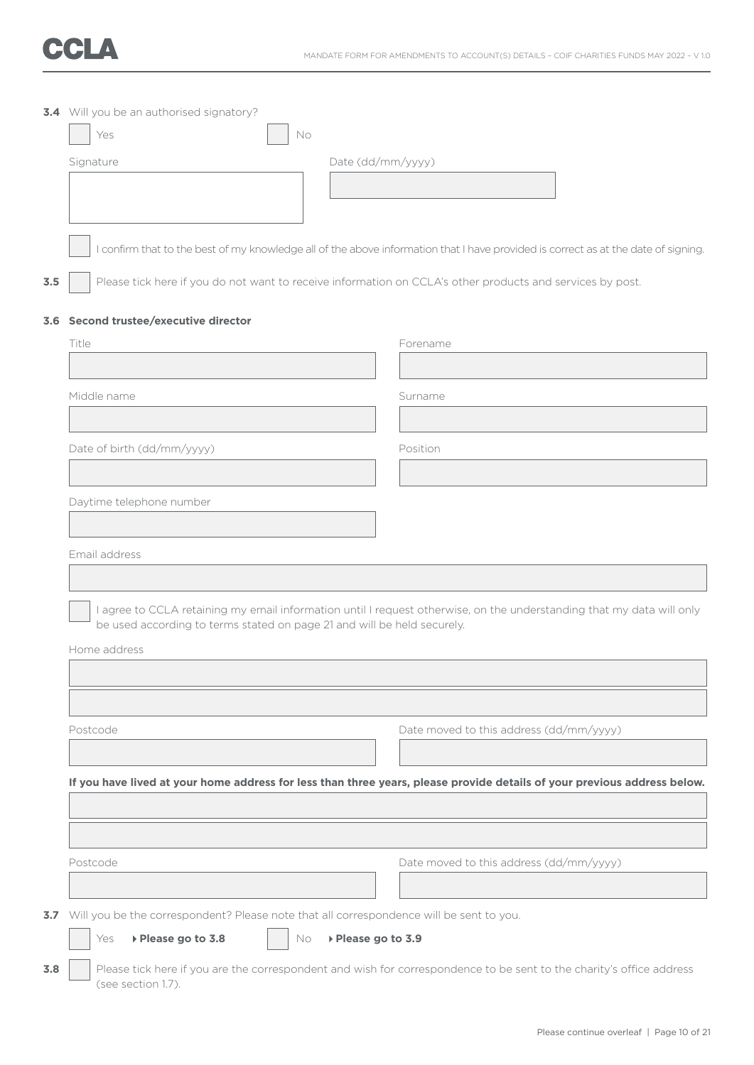**3.4** Will you be an authorised signatory?

☐ Yes ☐ No

Signature

Date (dd/mm/yyyy)

☐ I confirm that to the best of my knowledge all of the above information that I have provided is correct as at the date of signing.

**3.5** ☐ Please tick here if you do not want to receive information on CCLA's other products and services by post.

**3.6 Second trustee/executive director**

Title

Forename

Middle name

Surname

Date of birth (dd/mm/yyyy)

Position

Daytime telephone number

Email address

☐ I agree to CCLA retaining my email information until I request otherwise, on the understanding that my data will only be used according to terms stated on page 21 and will be held securely.

Home address

Postcode

Date moved to this address (dd/mm/yyyy)

**If you have lived at your home address for less than three years, please provide details of your previous address below.**

Postcode

Date moved to this address (dd/mm/yyyy)

**3.7** Will you be the correspondent? Please note that all correspondence will be sent to you.

☐ Yes ▸ **Please go to 3.8** ☐ No ▸ **Please go to 3.9**

**3.8** ☐ Please tick here if you are the correspondent and wish for correspondence to be sent to the charity's office address (see section 1.7).

Please continue overleaf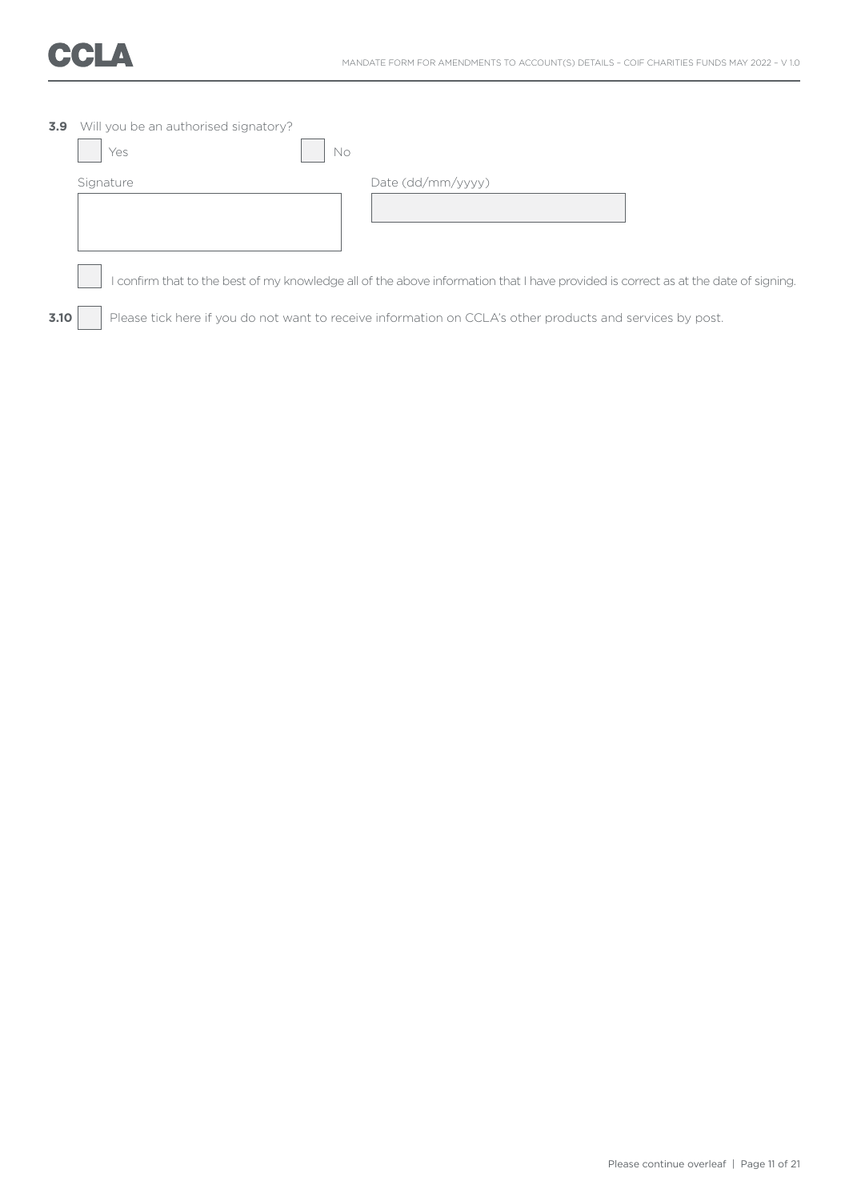**3.9** Will you be an authorised signatory?

☐ Yes ☐ No

Signature

Date (dd/mm/yyyy)

☐ I confirm that to the best of my knowledge all of the above information that I have provided is correct as at the date of signing.

**3.10** ☐ Please tick here if you do not want to receive information on CCLA's other products and services by post.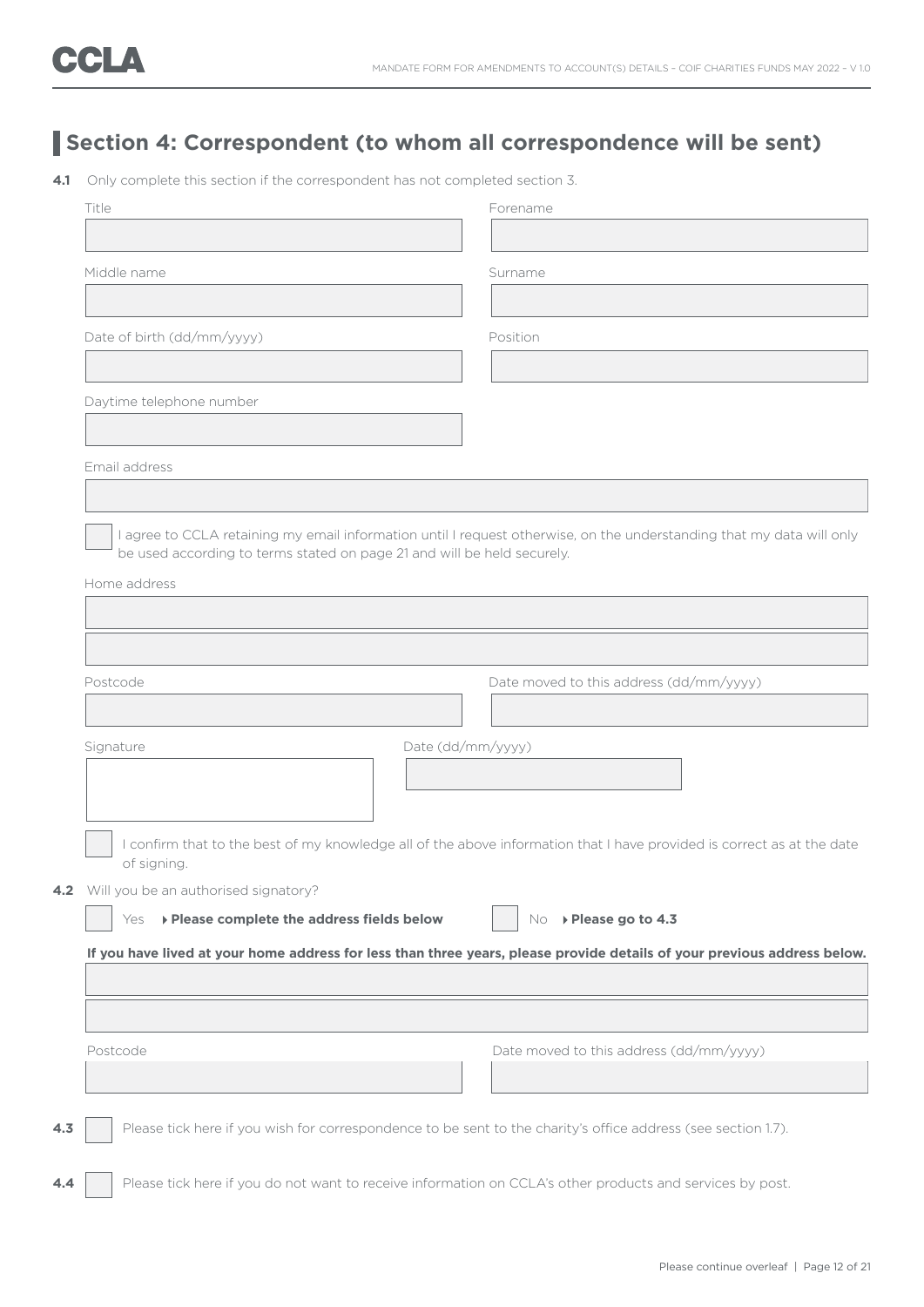## Section 4: Correspondent (to whom all correspondence will be sent)

**4.1** Only complete this section if the correspondent has not completed section 3.

Title

Forename

Middle name

Surname

Date of birth (dd/mm/yyyy)

Position

Daytime telephone number

Email address

☐ I agree to CCLA retaining my email information until I request otherwise, on the understanding that my data will only be used according to terms stated on page 21 and will be held securely.

Home address

Postcode

Date moved to this address (dd/mm/yyyy)

Signature

Date (dd/mm/yyyy)

☐ I confirm that to the best of my knowledge all of the above information that I have provided is correct as at the date of signing.

**4.2** Will you be an authorised signatory?

☐ Yes ▸ **Please complete the address fields below** ☐ No ▸ **Please go to 4.3**

**If you have lived at your home address for less than three years, please provide details of your previous address below.**

Postcode

Date moved to this address (dd/mm/yyyy)

**4.3** ☐ Please tick here if you wish for correspondence to be sent to the charity's office address (see section 1.7).

**4.4** ☐ Please tick here if you do not want to receive information on CCLA's other products and services by post.

Please continue overleaf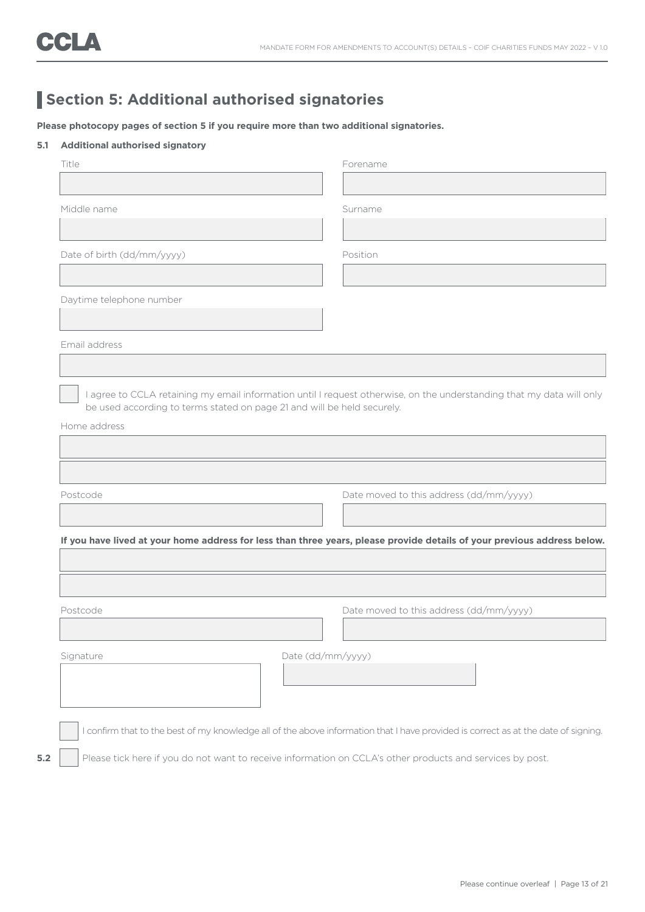## Section 5: Additional authorised signatories

**Please photocopy pages of section 5 if you require more than two additional signatories.**

**5.1 Additional authorised signatory**

Title

Forename

Middle name

Surname

Date of birth (dd/mm/yyyy)

Position

Daytime telephone number

Email address

☐ I agree to CCLA retaining my email information until I request otherwise, on the understanding that my data will only be used according to terms stated on page 21 and will be held securely.

Home address

Postcode

Date moved to this address (dd/mm/yyyy)

**If you have lived at your home address for less than three years, please provide details of your previous address below.**

Postcode

Date moved to this address (dd/mm/yyyy)

Signature

Date (dd/mm/yyyy)

☐ I confirm that to the best of my knowledge all of the above information that I have provided is correct as at the date of signing.

**5.2** ☐ Please tick here if you do not want to receive information on CCLA's other products and services by post.

Please continue overleaf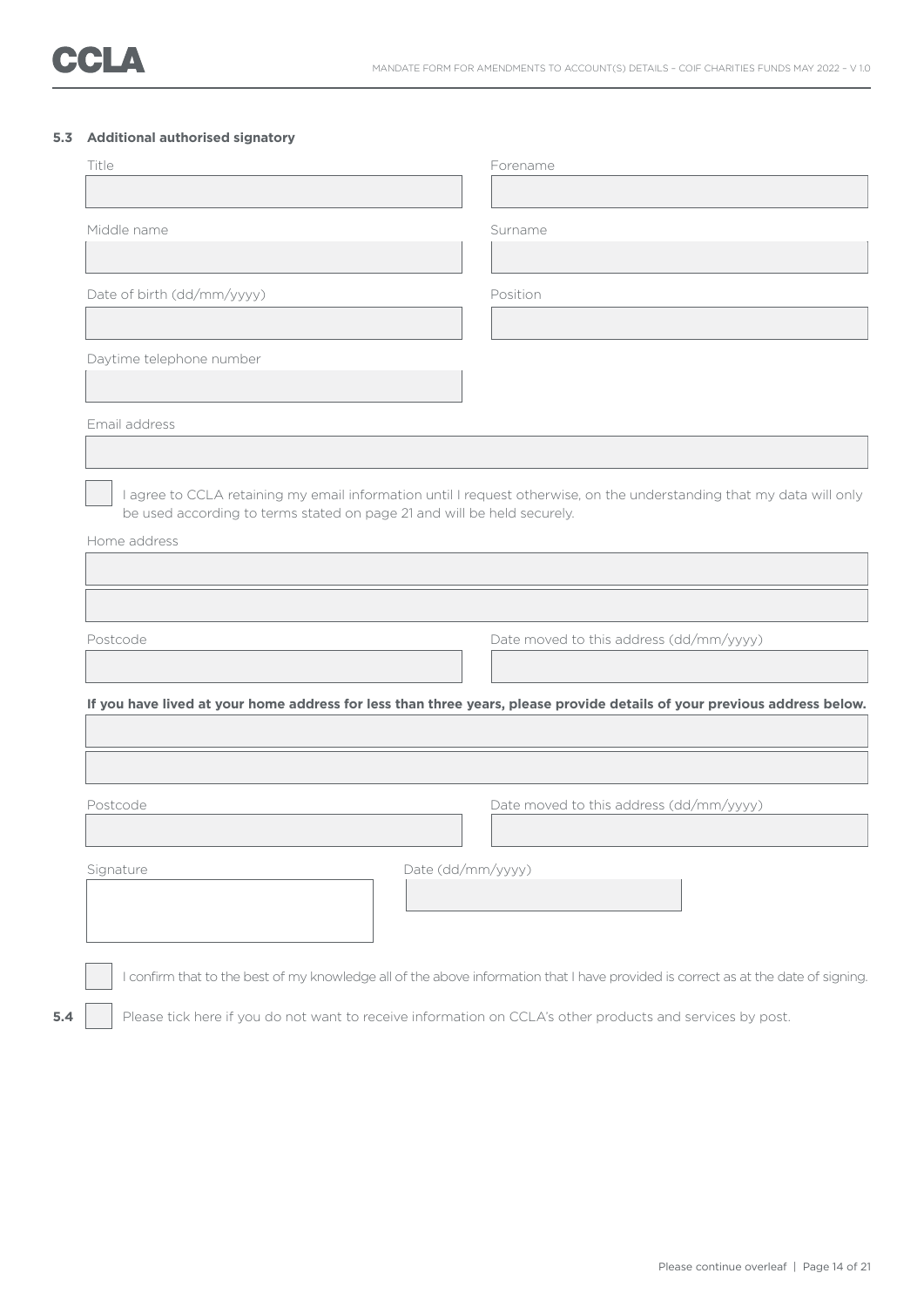### 5.3 Additional authorised signatory

Title

Forename

Middle name

Surname

Date of birth (dd/mm/yyyy)

Position

Daytime telephone number

Email address

☐ I agree to CCLA retaining my email information until I request otherwise, on the understanding that my data will only be used according to terms stated on page 21 and will be held securely.

Home address

Postcode

Date moved to this address (dd/mm/yyyy)

**If you have lived at your home address for less than three years, please provide details of your previous address below.**

Postcode

Date moved to this address (dd/mm/yyyy)

Signature

Date (dd/mm/yyyy)

☐ I confirm that to the best of my knowledge all of the above information that I have provided is correct as at the date of signing.

**5.4** ☐ Please tick here if you do not want to receive information on CCLA's other products and services by post.

Please continue overleaf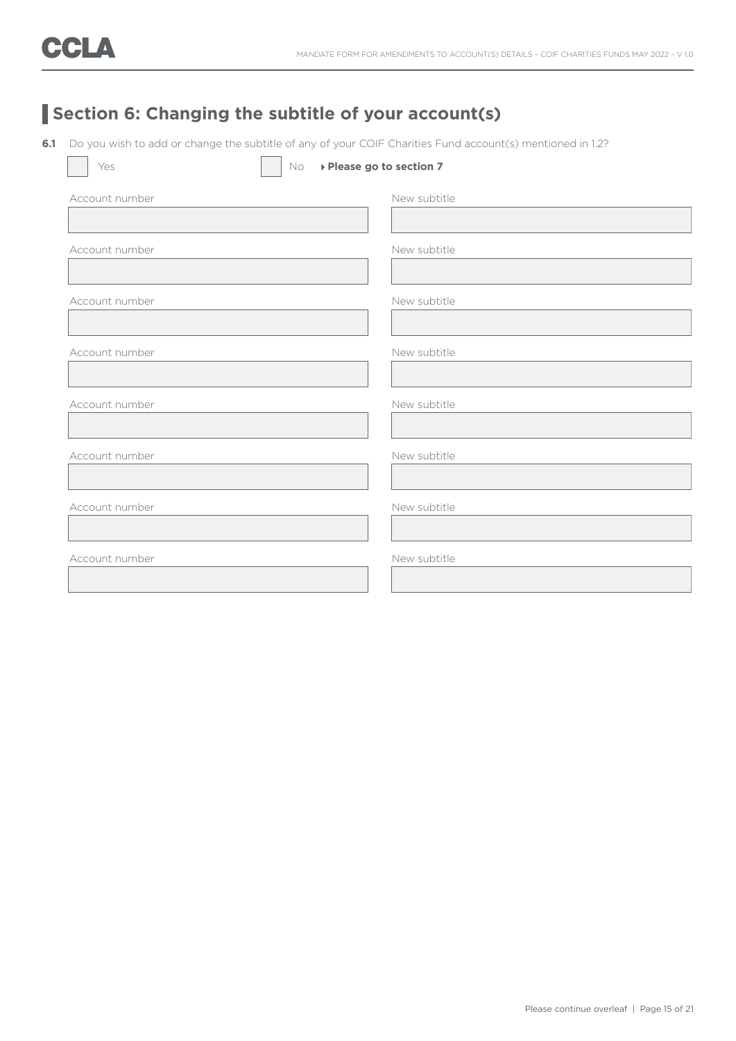## Section 6: Changing the subtitle of your account(s)

**6.1** Do you wish to add or change the subtitle of any of your COIF Charities Fund account(s) mentioned in 1.2?

☐ Yes ☐ No ▸ **Please go to section 7**

| Account number | New subtitle |
|---|---|
| | |
| | |
| | |
| | |
| | |
| | |
| | |
| | |

Please continue overleaf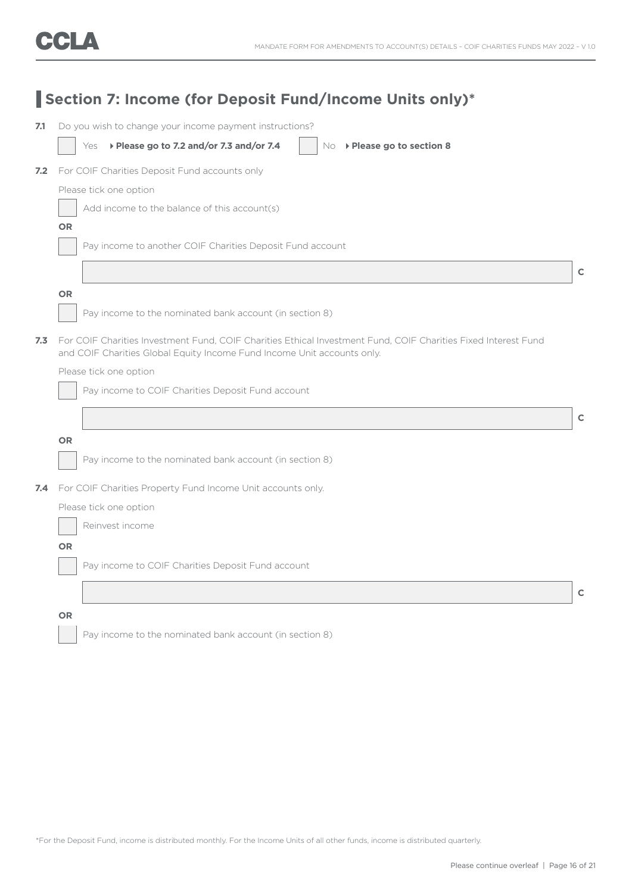## Section 7: Income (for Deposit Fund/Income Units only)*

**7.1** Do you wish to change your income payment instructions?

☐ Yes ▸ **Please go to 7.2 and/or 7.3 and/or 7.4** ☐ No ▸ **Please go to section 8**

**7.2** For COIF Charities Deposit Fund accounts only

Please tick one option

☐ Add income to the balance of this account(s)

**OR**

☐ Pay income to another COIF Charities Deposit Fund account

\_\_\_\_\_\_\_\_\_\_\_\_\_\_\_\_\_\_\_\_\_\_\_\_\_\_\_\_\_\_\_\_\_\_\_\_\_\_\_\_ C

**OR**

☐ Pay income to the nominated bank account (in section 8)

**7.3** For COIF Charities Investment Fund, COIF Charities Ethical Investment Fund, COIF Charities Fixed Interest Fund and COIF Charities Global Equity Income Fund Income Unit accounts only.

Please tick one option

☐ Pay income to COIF Charities Deposit Fund account

\_\_\_\_\_\_\_\_\_\_\_\_\_\_\_\_\_\_\_\_\_\_\_\_\_\_\_\_\_\_\_\_\_\_\_\_\_\_\_\_ C

**OR**

☐ Pay income to the nominated bank account (in section 8)

**7.4** For COIF Charities Property Fund Income Unit accounts only.

Please tick one option

☐ Reinvest income

**OR**

☐ Pay income to COIF Charities Deposit Fund account

\_\_\_\_\_\_\_\_\_\_\_\_\_\_\_\_\_\_\_\_\_\_\_\_\_\_\_\_\_\_\_\_\_\_\_\_\_\_\_\_ C

**OR**

☐ Pay income to the nominated bank account (in section 8)

*For the Deposit Fund, income is distributed monthly. For the Income Units of all other funds, income is distributed quarterly.

Please continue overleaf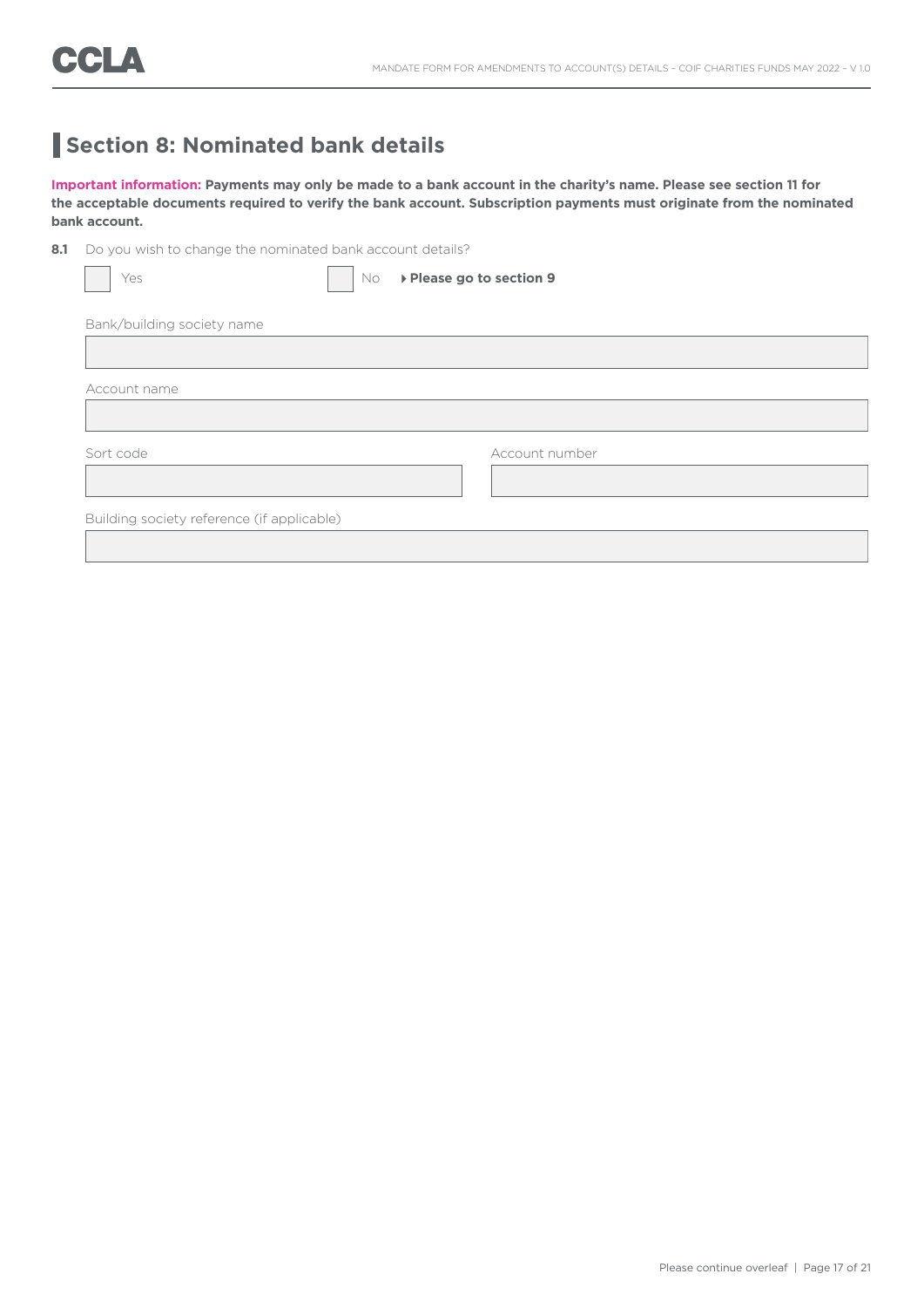## Section 8: Nominated bank details

**Important information: Payments may only be made to a bank account in the charity's name. Please see section 11 for the acceptable documents required to verify the bank account. Subscription payments must originate from the nominated bank account.**

**8.1** Do you wish to change the nominated bank account details?

☐ Yes ☐ No ▸ **Please go to section 9**

Bank/building society name

Account name

Sort code

Account number

Building society reference (if applicable)

Please continue overleaf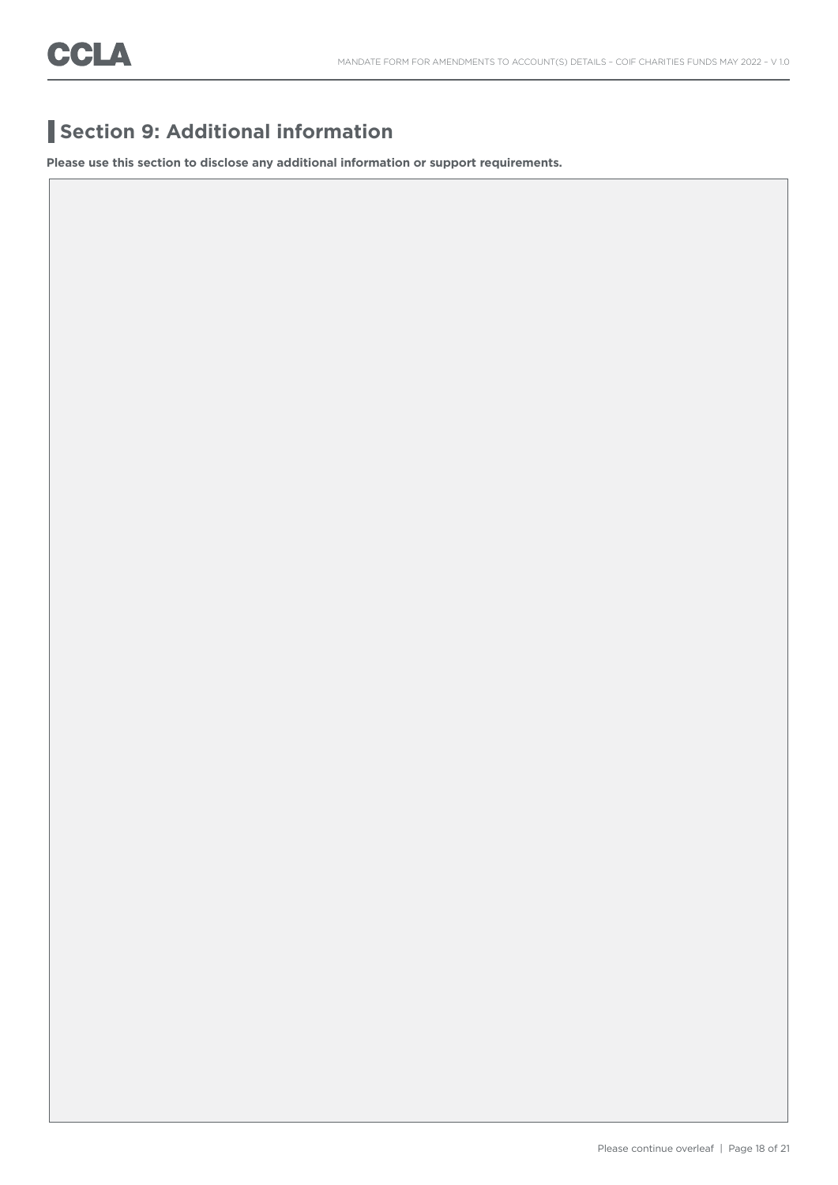## Section 9: Additional information

**Please use this section to disclose any additional information or support requirements.**

Please continue overleaf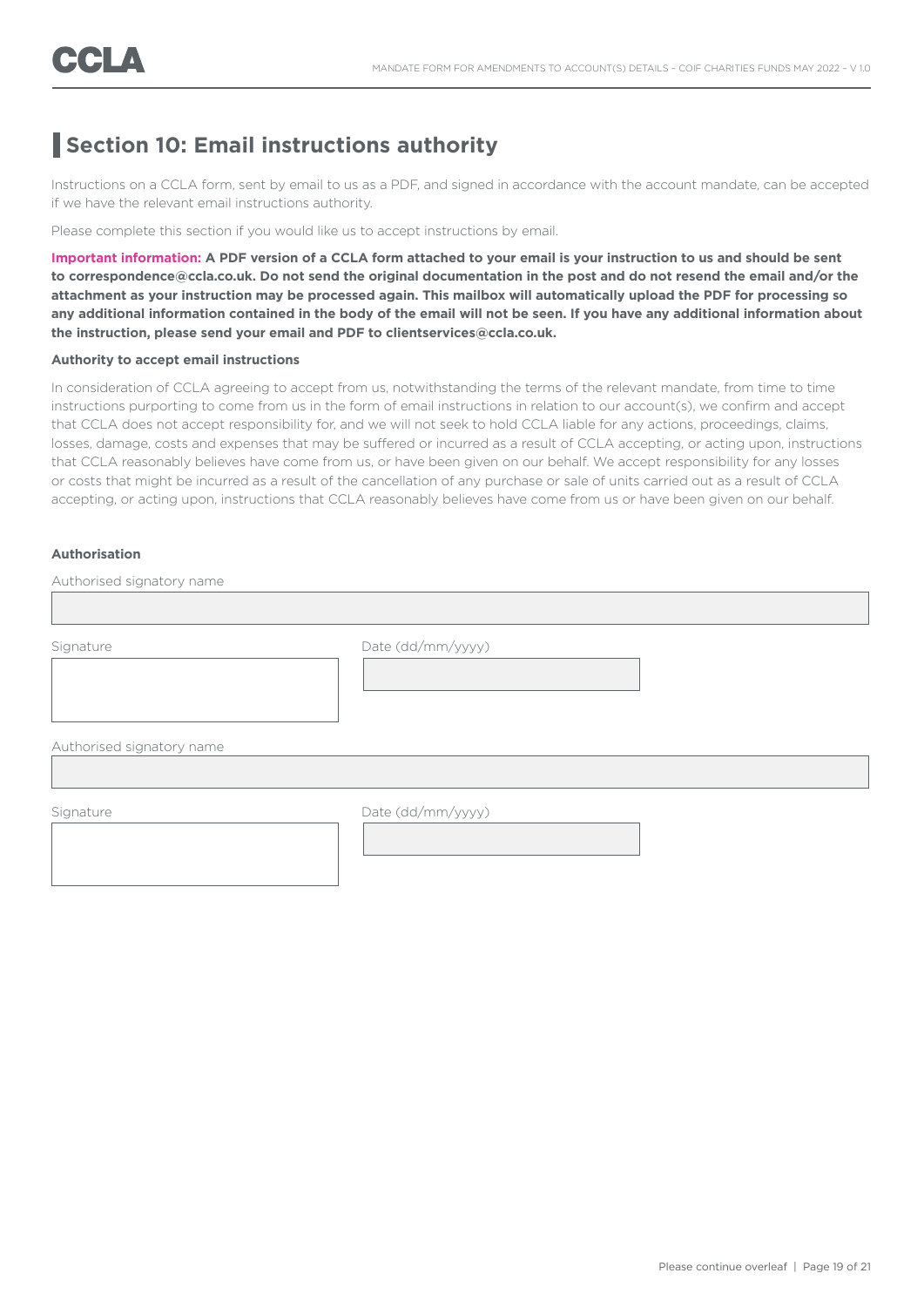## Section 10: Email instructions authority

Instructions on a CCLA form, sent by email to us as a PDF, and signed in accordance with the account mandate, can be accepted if we have the relevant email instructions authority.

Please complete this section if you would like us to accept instructions by email.

**Important information: A PDF version of a CCLA form attached to your email is your instruction to us and should be sent to correspondence@ccla.co.uk. Do not send the original documentation in the post and do not resend the email and/or the attachment as your instruction may be processed again. This mailbox will automatically upload the PDF for processing so any additional information contained in the body of the email will not be seen. If you have any additional information about the instruction, please send your email and PDF to clientservices@ccla.co.uk.**

**Authority to accept email instructions**

In consideration of CCLA agreeing to accept from us, notwithstanding the terms of the relevant mandate, from time to time instructions purporting to come from us in the form of email instructions in relation to our account(s), we confirm and accept that CCLA does not accept responsibility for, and we will not seek to hold CCLA liable for any actions, proceedings, claims, losses, damage, costs and expenses that may be suffered or incurred as a result of CCLA accepting, or acting upon, instructions that CCLA reasonably believes have come from us, or have been given on our behalf. We accept responsibility for any losses or costs that might be incurred as a result of the cancellation of any purchase or sale of units carried out as a result of CCLA accepting, or acting upon, instructions that CCLA reasonably believes have come from us or have been given on our behalf.

**Authorisation**

Authorised signatory name

Signature

Date (dd/mm/yyyy)

Authorised signatory name

Signature

Date (dd/mm/yyyy)

Please continue overleaf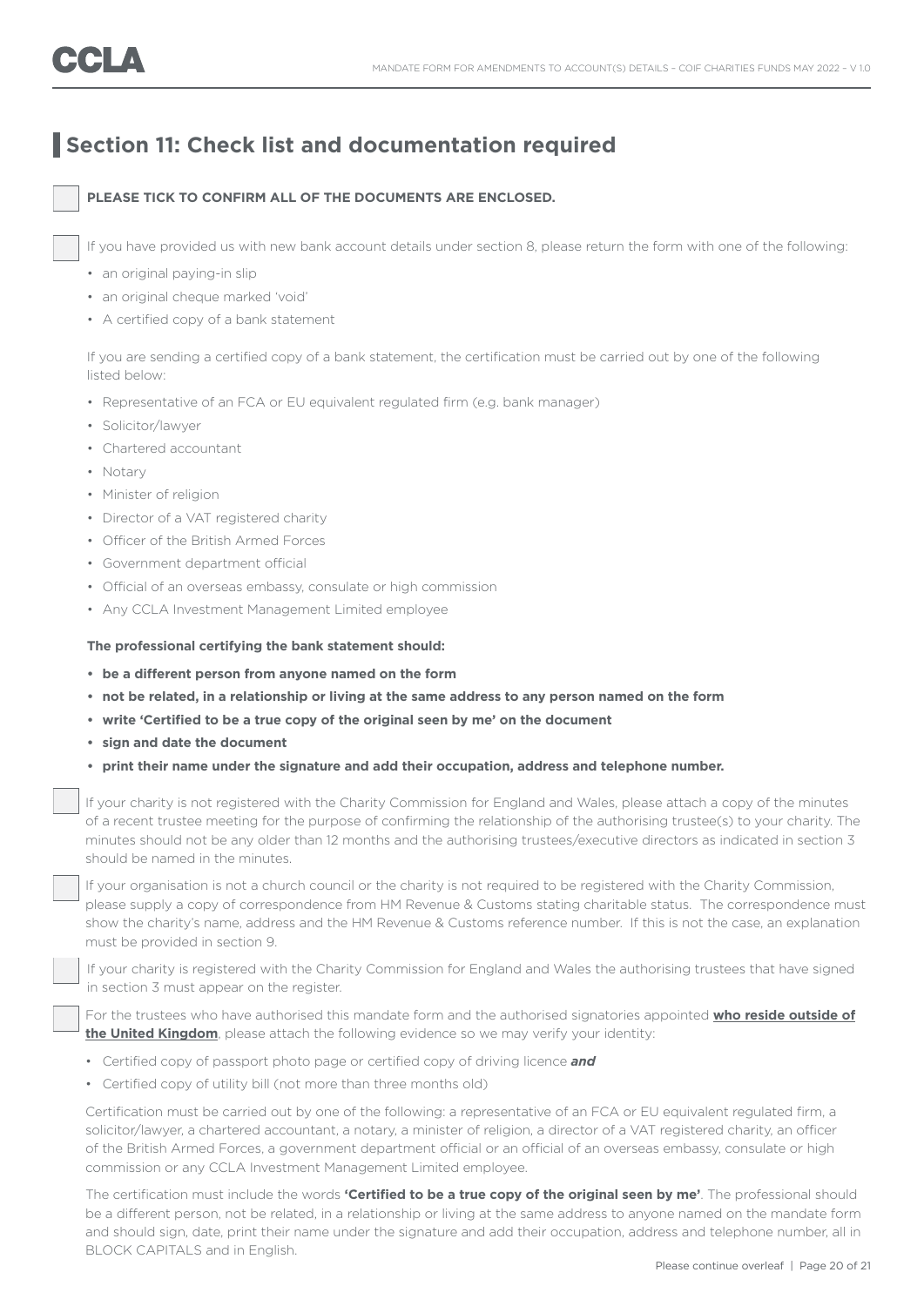## Section 11: Check list and documentation required

☐ **PLEASE TICK TO CONFIRM ALL OF THE DOCUMENTS ARE ENCLOSED.**

☐ If you have provided us with new bank account details under section 8, please return the form with one of the following:

- an original paying-in slip
- an original cheque marked 'void'
- A certified copy of a bank statement

If you are sending a certified copy of a bank statement, the certification must be carried out by one of the following listed below:

- Representative of an FCA or EU equivalent regulated firm (e.g. bank manager)
- Solicitor/lawyer
- Chartered accountant
- Notary
- Minister of religion
- Director of a VAT registered charity
- Officer of the British Armed Forces
- Government department official
- Official of an overseas embassy, consulate or high commission
- Any CCLA Investment Management Limited employee

**The professional certifying the bank statement should:**

- **be a different person from anyone named on the form**
- **not be related, in a relationship or living at the same address to any person named on the form**
- **write 'Certified to be a true copy of the original seen by me' on the document**
- **sign and date the document**
- **print their name under the signature and add their occupation, address and telephone number.**

☐ If your charity is not registered with the Charity Commission for England and Wales, please attach a copy of the minutes of a recent trustee meeting for the purpose of confirming the relationship of the authorising trustee(s) to your charity. The minutes should not be any older than 12 months and the authorising trustees/executive directors as indicated in section 3 should be named in the minutes.

☐ If your organisation is not a church council or the charity is not required to be registered with the Charity Commission, please supply a copy of correspondence from HM Revenue & Customs stating charitable status. The correspondence must show the charity's name, address and the HM Revenue & Customs reference number. If this is not the case, an explanation must be provided in section 9.

☐ If your charity is registered with the Charity Commission for England and Wales the authorising trustees that have signed in section 3 must appear on the register.

☐ For the trustees who have authorised this mandate form and the authorised signatories appointed **who reside outside of the United Kingdom**, please attach the following evidence so we may verify your identity:

- Certified copy of passport photo page or certified copy of driving licence ***and***
- Certified copy of utility bill (not more than three months old)

Certification must be carried out by one of the following: a representative of an FCA or EU equivalent regulated firm, a solicitor/lawyer, a chartered accountant, a notary, a minister of religion, a director of a VAT registered charity, an officer of the British Armed Forces, a government department official or an official of an overseas embassy, consulate or high commission or any CCLA Investment Management Limited employee.

The certification must include the words **'Certified to be a true copy of the original seen by me'**. The professional should be a different person, not be related, in a relationship or living at the same address to anyone named on the mandate form and should sign, date, print their name under the signature and add their occupation, address and telephone number, all in BLOCK CAPITALS and in English.

Please continue overleaf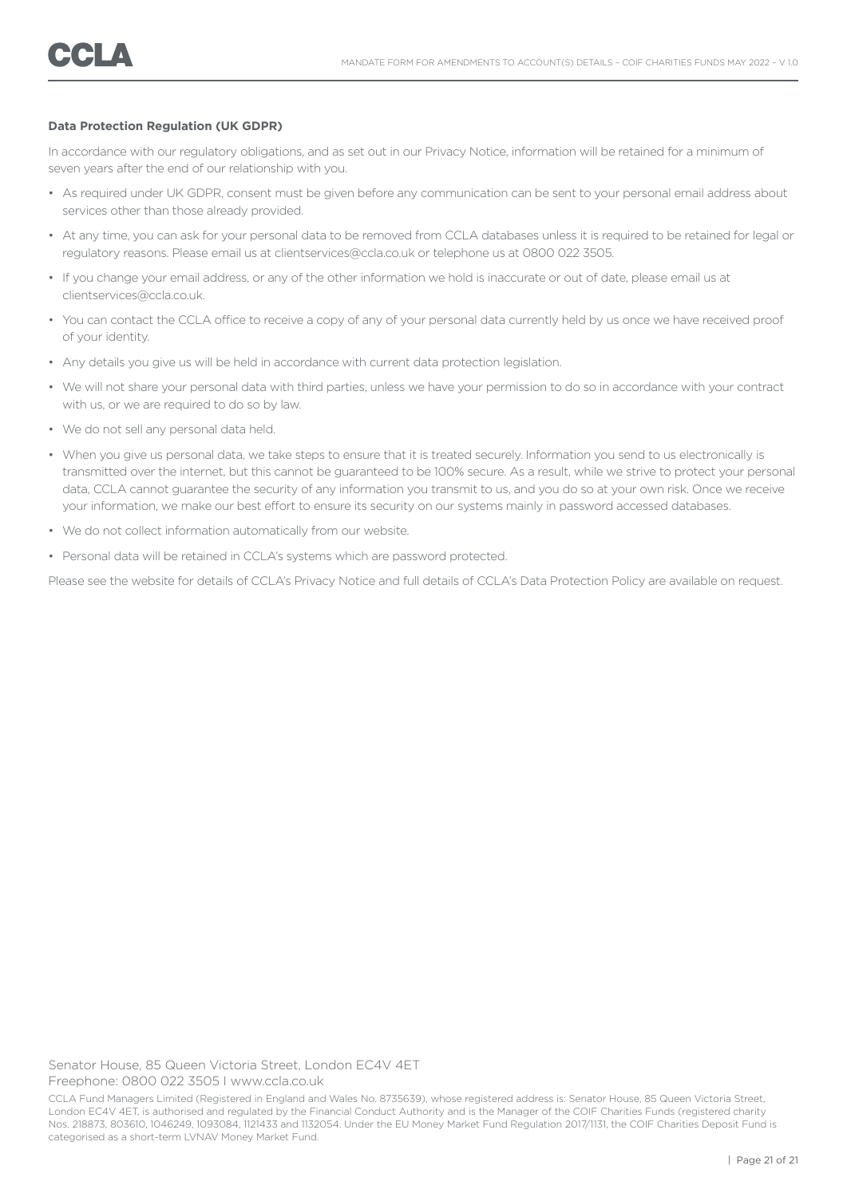**Data Protection Regulation (UK GDPR)**

In accordance with our regulatory obligations, and as set out in our Privacy Notice, information will be retained for a minimum of seven years after the end of our relationship with you.

- As required under UK GDPR, consent must be given before any communication can be sent to your personal email address about services other than those already provided.
- At any time, you can ask for your personal data to be removed from CCLA databases unless it is required to be retained for legal or regulatory reasons. Please email us at clientservices@ccla.co.uk or telephone us at 0800 022 3505.
- If you change your email address, or any of the other information we hold is inaccurate or out of date, please email us at clientservices@ccla.co.uk.
- You can contact the CCLA office to receive a copy of any of your personal data currently held by us once we have received proof of your identity.
- Any details you give us will be held in accordance with current data protection legislation.
- We will not share your personal data with third parties, unless we have your permission to do so in accordance with your contract with us, or we are required to do so by law.
- We do not sell any personal data held.
- When you give us personal data, we take steps to ensure that it is treated securely. Information you send to us electronically is transmitted over the internet, but this cannot be guaranteed to be 100% secure. As a result, while we strive to protect your personal data, CCLA cannot guarantee the security of any information you transmit to us, and you do so at your own risk. Once we receive your information, we make our best effort to ensure its security on our systems mainly in password accessed databases.
- We do not collect information automatically from our website.
- Personal data will be retained in CCLA's systems which are password protected.

Please see the website for details of CCLA's Privacy Notice and full details of CCLA's Data Protection Policy are available on request.

Senator House, 85 Queen Victoria Street, London EC4V 4ET
Freephone: 0800 022 3505 I www.ccla.co.uk

CCLA Fund Managers Limited (Registered in England and Wales No. 8735639), whose registered address is: Senator House, 85 Queen Victoria Street, London EC4V 4ET, is authorised and regulated by the Financial Conduct Authority and is the Manager of the COIF Charities Funds (registered charity Nos. 218873, 803610, 1046249, 1093084, 1121433 and 1132054. Under the EU Money Market Fund Regulation 2017/1131, the COIF Charities Deposit Fund is categorised as a short-term LVNAV Money Market Fund.